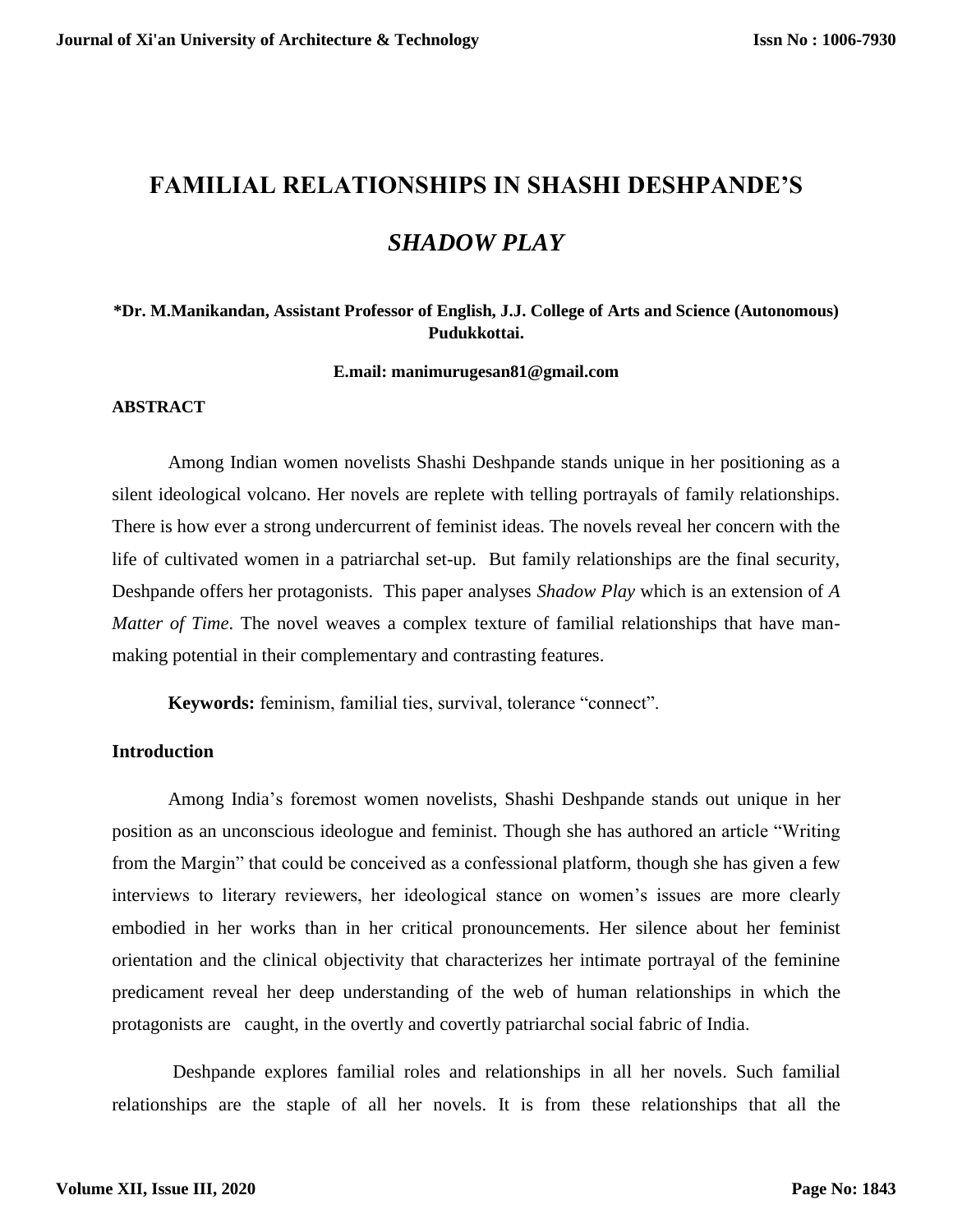# FAMILIAL RELATIONSHIPS IN SHASHI DESHPANDE'S *SHADOW PLAY*

**\*Dr. M.Manikandan, Assistant Professor of English, J.J. College of Arts and Science (Autonomous) Pudukkottai.**

**E.mail: manimurugesan81@gmail.com**

## ABSTRACT

Among Indian women novelists Shashi Deshpande stands unique in her positioning as a silent ideological volcano. Her novels are replete with telling portrayals of family relationships. There is how ever a strong undercurrent of feminist ideas. The novels reveal her concern with the life of cultivated women in a patriarchal set-up. But family relationships are the final security, Deshpande offers her protagonists. This paper analyses *Shadow Play* which is an extension of *A Matter of Time*. The novel weaves a complex texture of familial relationships that have man-making potential in their complementary and contrasting features.

**Keywords:** feminism, familial ties, survival, tolerance "connect".

## Introduction

Among India's foremost women novelists, Shashi Deshpande stands out unique in her position as an unconscious ideologue and feminist. Though she has authored an article "Writing from the Margin" that could be conceived as a confessional platform, though she has given a few interviews to literary reviewers, her ideological stance on women's issues are more clearly embodied in her works than in her critical pronouncements. Her silence about her feminist orientation and the clinical objectivity that characterizes her intimate portrayal of the feminine predicament reveal her deep understanding of the web of human relationships in which the protagonists are caught, in the overtly and covertly patriarchal social fabric of India.

Deshpande explores familial roles and relationships in all her novels. Such familial relationships are the staple of all her novels. It is from these relationships that all the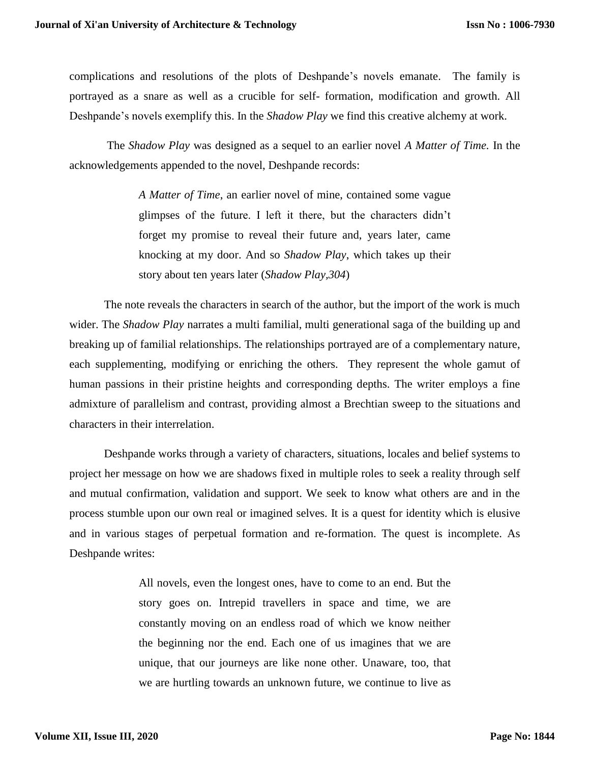complications and resolutions of the plots of Deshpande's novels emanate. The family is portrayed as a snare as well as a crucible for self- formation, modification and growth. All Deshpande's novels exemplify this. In the *Shadow Play* we find this creative alchemy at work.

The *Shadow Play* was designed as a sequel to an earlier novel *A Matter of Time.* In the acknowledgements appended to the novel, Deshpande records:

> *A Matter of Time*, an earlier novel of mine, contained some vague glimpses of the future. I left it there, but the characters didn't forget my promise to reveal their future and, years later, came knocking at my door. And so *Shadow Play*, which takes up their story about ten years later (*Shadow Play,304*)

The note reveals the characters in search of the author, but the import of the work is much wider. The *Shadow Play* narrates a multi familial, multi generational saga of the building up and breaking up of familial relationships. The relationships portrayed are of a complementary nature, each supplementing, modifying or enriching the others. They represent the whole gamut of human passions in their pristine heights and corresponding depths. The writer employs a fine admixture of parallelism and contrast, providing almost a Brechtian sweep to the situations and characters in their interrelation.

Deshpande works through a variety of characters, situations, locales and belief systems to project her message on how we are shadows fixed in multiple roles to seek a reality through self and mutual confirmation, validation and support. We seek to know what others are and in the process stumble upon our own real or imagined selves. It is a quest for identity which is elusive and in various stages of perpetual formation and re-formation. The quest is incomplete. As Deshpande writes:

> All novels, even the longest ones, have to come to an end. But the story goes on. Intrepid travellers in space and time, we are constantly moving on an endless road of which we know neither the beginning nor the end. Each one of us imagines that we are unique, that our journeys are like none other. Unaware, too, that we are hurtling towards an unknown future, we continue to live as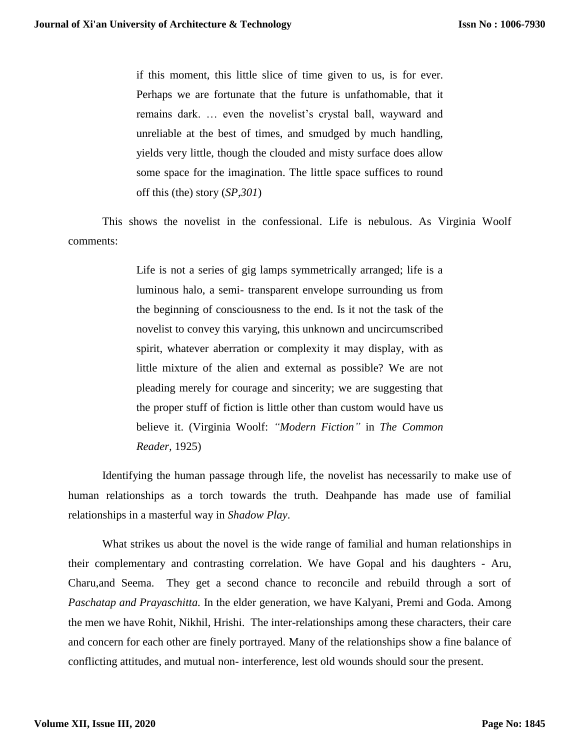> if this moment, this little slice of time given to us, is for ever. Perhaps we are fortunate that the future is unfathomable, that it remains dark. … even the novelist's crystal ball, wayward and unreliable at the best of times, and smudged by much handling, yields very little, though the clouded and misty surface does allow some space for the imagination. The little space suffices to round off this (the) story (*SP,301*)

This shows the novelist in the confessional. Life is nebulous. As Virginia Woolf comments:

> Life is not a series of gig lamps symmetrically arranged; life is a luminous halo, a semi- transparent envelope surrounding us from the beginning of consciousness to the end. Is it not the task of the novelist to convey this varying, this unknown and uncircumscribed spirit, whatever aberration or complexity it may display, with as little mixture of the alien and external as possible? We are not pleading merely for courage and sincerity; we are suggesting that the proper stuff of fiction is little other than custom would have us believe it. (Virginia Woolf: *"Modern Fiction"* in *The Common Reader,* 1925)

Identifying the human passage through life, the novelist has necessarily to make use of human relationships as a torch towards the truth. Deahpande has made use of familial relationships in a masterful way in *Shadow Play*.

What strikes us about the novel is the wide range of familial and human relationships in their complementary and contrasting correlation. We have Gopal and his daughters - Aru, Charu,and Seema. They get a second chance to reconcile and rebuild through a sort of *Paschatap and Prayaschitta.* In the elder generation, we have Kalyani, Premi and Goda. Among the men we have Rohit, Nikhil, Hrishi. The inter-relationships among these characters, their care and concern for each other are finely portrayed. Many of the relationships show a fine balance of conflicting attitudes, and mutual non- interference, lest old wounds should sour the present.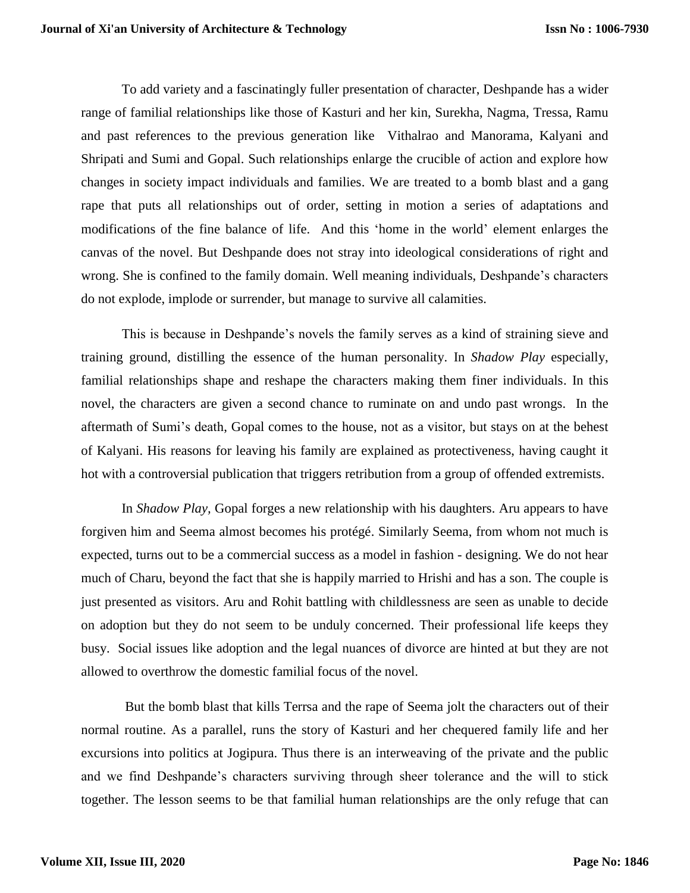To add variety and a fascinatingly fuller presentation of character, Deshpande has a wider range of familial relationships like those of Kasturi and her kin, Surekha, Nagma, Tressa, Ramu and past references to the previous generation like Vithalrao and Manorama, Kalyani and Shripati and Sumi and Gopal. Such relationships enlarge the crucible of action and explore how changes in society impact individuals and families. We are treated to a bomb blast and a gang rape that puts all relationships out of order, setting in motion a series of adaptations and modifications of the fine balance of life. And this 'home in the world' element enlarges the canvas of the novel. But Deshpande does not stray into ideological considerations of right and wrong. She is confined to the family domain. Well meaning individuals, Deshpande's characters do not explode, implode or surrender, but manage to survive all calamities.

This is because in Deshpande's novels the family serves as a kind of straining sieve and training ground, distilling the essence of the human personality. In *Shadow Play* especially, familial relationships shape and reshape the characters making them finer individuals. In this novel, the characters are given a second chance to ruminate on and undo past wrongs. In the aftermath of Sumi's death, Gopal comes to the house, not as a visitor, but stays on at the behest of Kalyani. His reasons for leaving his family are explained as protectiveness, having caught it hot with a controversial publication that triggers retribution from a group of offended extremists.

In *Shadow Play,* Gopal forges a new relationship with his daughters. Aru appears to have forgiven him and Seema almost becomes his protégé. Similarly Seema, from whom not much is expected, turns out to be a commercial success as a model in fashion - designing. We do not hear much of Charu, beyond the fact that she is happily married to Hrishi and has a son. The couple is just presented as visitors. Aru and Rohit battling with childlessness are seen as unable to decide on adoption but they do not seem to be unduly concerned. Their professional life keeps they busy. Social issues like adoption and the legal nuances of divorce are hinted at but they are not allowed to overthrow the domestic familial focus of the novel.

But the bomb blast that kills Terrsa and the rape of Seema jolt the characters out of their normal routine. As a parallel, runs the story of Kasturi and her chequered family life and her excursions into politics at Jogipura. Thus there is an interweaving of the private and the public and we find Deshpande's characters surviving through sheer tolerance and the will to stick together. The lesson seems to be that familial human relationships are the only refuge that can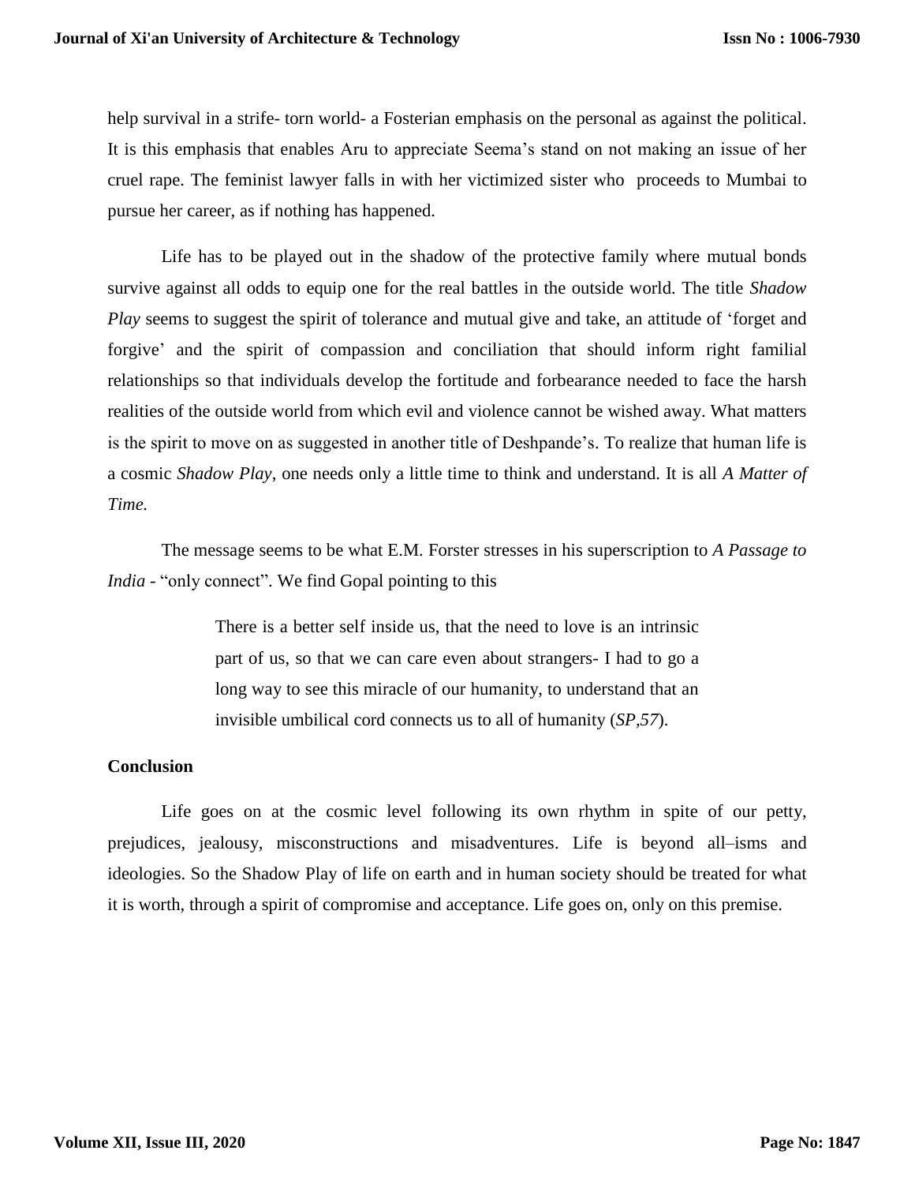help survival in a strife- torn world- a Fosterian emphasis on the personal as against the political. It is this emphasis that enables Aru to appreciate Seema's stand on not making an issue of her cruel rape. The feminist lawyer falls in with her victimized sister who proceeds to Mumbai to pursue her career, as if nothing has happened.

Life has to be played out in the shadow of the protective family where mutual bonds survive against all odds to equip one for the real battles in the outside world. The title *Shadow Play* seems to suggest the spirit of tolerance and mutual give and take, an attitude of 'forget and forgive' and the spirit of compassion and conciliation that should inform right familial relationships so that individuals develop the fortitude and forbearance needed to face the harsh realities of the outside world from which evil and violence cannot be wished away. What matters is the spirit to move on as suggested in another title of Deshpande's. To realize that human life is a cosmic *Shadow Play*, one needs only a little time to think and understand. It is all *A Matter of Time.*

The message seems to be what E.M. Forster stresses in his superscription to *A Passage to India* - "only connect". We find Gopal pointing to this

> There is a better self inside us, that the need to love is an intrinsic part of us, so that we can care even about strangers- I had to go a long way to see this miracle of our humanity, to understand that an invisible umbilical cord connects us to all of humanity (*SP,57*).

## Conclusion

Life goes on at the cosmic level following its own rhythm in spite of our petty, prejudices, jealousy, misconstructions and misadventures. Life is beyond all–isms and ideologies. So the Shadow Play of life on earth and in human society should be treated for what it is worth, through a spirit of compromise and acceptance. Life goes on, only on this premise.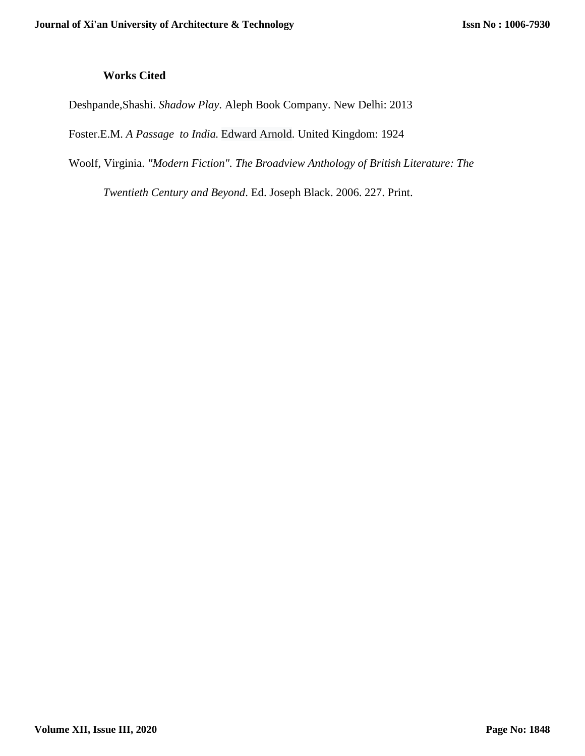**Works Cited**

Deshpande,Shashi. *Shadow Play*. Aleph Book Company. New Delhi: 2013

Foster.E.M. *A Passage to India.* Edward Arnold. United Kingdom: 1924

Woolf, Virginia. *"Modern Fiction". The Broadview Anthology of British Literature: The Twentieth Century and Beyond*. Ed. Joseph Black. 2006. 227. Print.